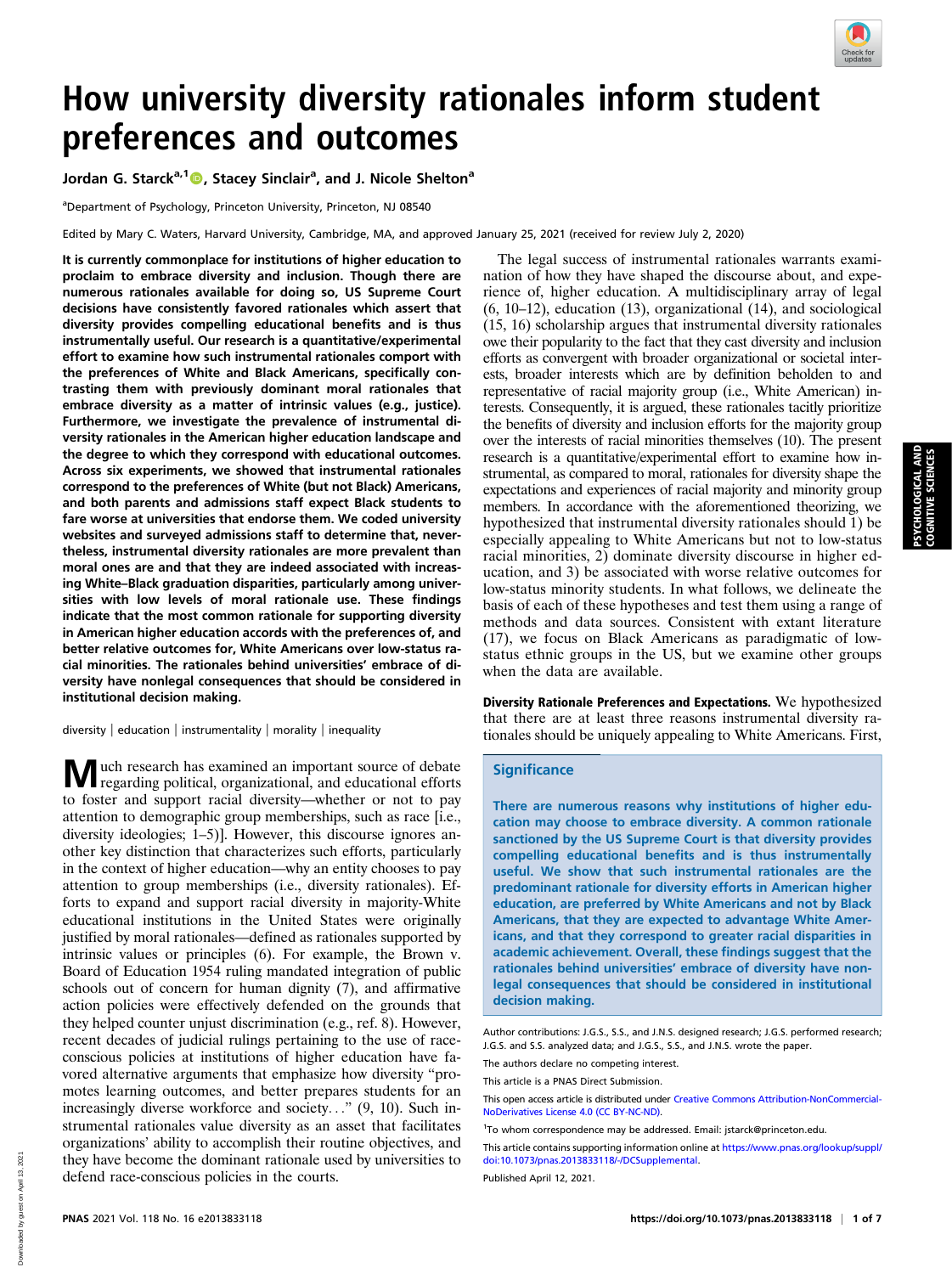# How university diversity rationales inform student preferences and outcomes

Jordan G. Starck[a,1], Stacey Sinclair[a], and J. Nicole Shelton[a]

[a]Department of Psychology, Princeton University, Princeton, NJ 08540

Edited by Mary C. Waters, Harvard University, Cambridge, MA, and approved January 25, 2021 (received for review July 2, 2020)

**It is currently commonplace for institutions of higher education to proclaim to embrace diversity and inclusion. Though there are numerous rationales available for doing so, US Supreme Court decisions have consistently favored rationales which assert that diversity provides compelling educational benefits and is thus instrumentally useful. Our research is a quantitative/experimental effort to examine how such instrumental rationales comport with the preferences of White and Black Americans, specifically contrasting them with previously dominant moral rationales that embrace diversity as a matter of intrinsic values (e.g., justice). Furthermore, we investigate the prevalence of instrumental diversity rationales in the American higher education landscape and the degree to which they correspond with educational outcomes. Across six experiments, we showed that instrumental rationales correspond to the preferences of White (but not Black) Americans, and both parents and admissions staff expect Black students to fare worse at universities that endorse them. We coded university websites and surveyed admissions staff to determine that, nevertheless, instrumental diversity rationales are more prevalent than moral ones are and that they are indeed associated with increasing White–Black graduation disparities, particularly among universities with low levels of moral rationale use. These findings indicate that the most common rationale for supporting diversity in American higher education accords with the preferences of, and better relative outcomes for, White Americans over low-status racial minorities. The rationales behind universities' embrace of diversity have nonlegal consequences that should be considered in institutional decision making.**

diversity | education | instrumentality | morality | inequality

Much research has examined an important source of debate regarding political, organizational, and educational efforts to foster and support racial diversity—whether or not to pay attention to demographic group memberships, such as race [i.e., diversity ideologies; (1–5)]. However, this discourse ignores another key distinction that characterizes such efforts, particularly in the context of higher education—why an entity chooses to pay attention to group memberships (i.e., diversity rationales). Efforts to expand and support racial diversity in majority-White educational institutions in the United States were originally justified by moral rationales—defined as rationales supported by intrinsic values or principles (6). For example, the Brown v. Board of Education 1954 ruling mandated integration of public schools out of concern for human dignity (7), and affirmative action policies were effectively defended on the grounds that they helped counter unjust discrimination (e.g., ref. 8). However, recent decades of judicial rulings pertaining to the use of race-conscious policies at institutions of higher education have favored alternative arguments that emphasize how diversity "promotes learning outcomes, and better prepares students for an increasingly diverse workforce and society…" (9, 10). Such instrumental rationales value diversity as an asset that facilitates organizations' ability to accomplish their routine objectives, and they have become the dominant rationale used by universities to defend race-conscious policies in the courts.

The legal success of instrumental rationales warrants examination of how they have shaped the discourse about, and experience of, higher education. A multidisciplinary array of legal (6, 10–12), education (13), organizational (14), and sociological (15, 16) scholarship argues that instrumental diversity rationales owe their popularity to the fact that they cast diversity and inclusion efforts as convergent with broader organizational or societal interests, broader interests which are by definition beholden to and representative of racial majority group (i.e., White American) interests. Consequently, it is argued, these rationales tacitly prioritize the benefits of diversity and inclusion efforts for the majority group over the interests of racial minorities themselves (10). The present research is a quantitative/experimental effort to examine how instrumental, as compared to moral, rationales for diversity shape the expectations and experiences of racial majority and minority group members. In accordance with the aforementioned theorizing, we hypothesized that instrumental diversity rationales should 1) be especially appealing to White Americans but not to low-status racial minorities, 2) dominate diversity discourse in higher education, and 3) be associated with worse relative outcomes for low-status minority students. In what follows, we delineate the basis of each of these hypotheses and test them using a range of methods and data sources. Consistent with extant literature (17), we focus on Black Americans as paradigmatic of low-status ethnic groups in the US, but we examine other groups when the data are available.

**Diversity Rationale Preferences and Expectations.** We hypothesized that there are at least three reasons instrumental diversity rationales should be uniquely appealing to White Americans. First,

## Significance

There are numerous reasons why institutions of higher education may choose to embrace diversity. A common rationale sanctioned by the US Supreme Court is that diversity provides compelling educational benefits and is thus instrumentally useful. We show that such instrumental rationales are the predominant rationale for diversity efforts in American higher education, are preferred by White Americans and not by Black Americans, that they are expected to advantage White Americans, and that they correspond to greater racial disparities in academic achievement. Overall, these findings suggest that the rationales behind universities' embrace of diversity have nonlegal consequences that should be considered in institutional decision making.

Author contributions: J.G.S., S.S., and J.N.S. designed research; J.G.S. performed research; J.G.S. and S.S. analyzed data; and J.G.S., S.S., and J.N.S. wrote the paper.

The authors declare no competing interest.

This article is a PNAS Direct Submission.

This open access article is distributed under Creative Commons Attribution-NonCommercial-NoDerivatives License 4.0 (CC BY-NC-ND).

[1]To whom correspondence may be addressed. Email: jstarck@princeton.edu.

This article contains supporting information online at https://www.pnas.org/lookup/suppl/doi:10.1073/pnas.2013833118/-/DCSupplemental.

Published April 12, 2021.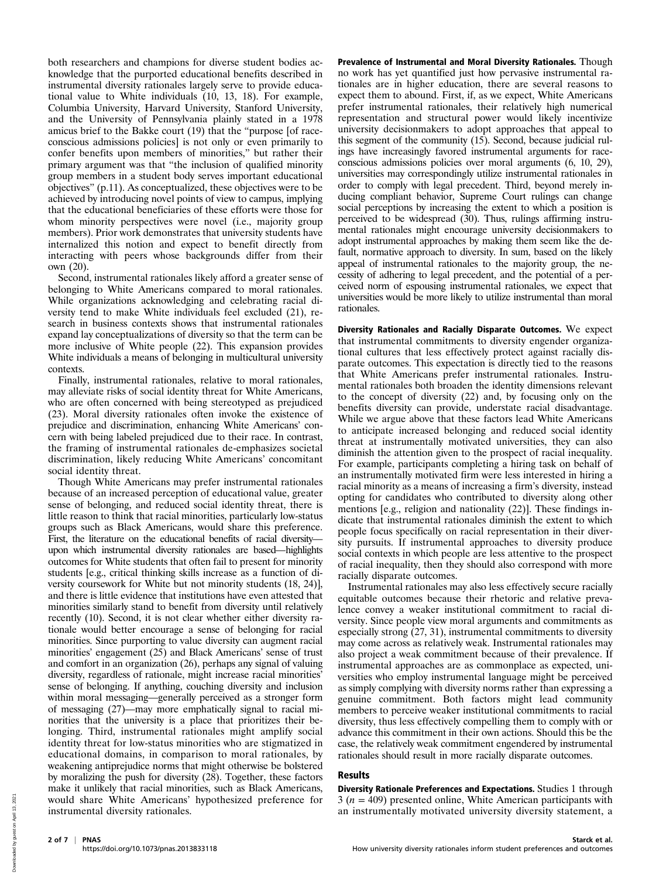both researchers and champions for diverse student bodies acknowledge that the purported educational benefits described in instrumental diversity rationales largely serve to provide educational value to White individuals (10, 13, 18). For example, Columbia University, Harvard University, Stanford University, and the University of Pennsylvania plainly stated in a 1978 amicus brief to the Bakke court (19) that the "purpose [of race-conscious admissions policies] is not only or even primarily to confer benefits upon members of minorities," but rather their primary argument was that "the inclusion of qualified minority group members in a student body serves important educational objectives" (p.11). As conceptualized, these objectives were to be achieved by introducing novel points of view to campus, implying that the educational beneficiaries of these efforts were those for whom minority perspectives were novel (i.e., majority group members). Prior work demonstrates that university students have internalized this notion and expect to benefit directly from interacting with peers whose backgrounds differ from their own (20).

Second, instrumental rationales likely afford a greater sense of belonging to White Americans compared to moral rationales. While organizations acknowledging and celebrating racial diversity tend to make White individuals feel excluded (21), research in business contexts shows that instrumental rationales expand lay conceptualizations of diversity so that the term can be more inclusive of White people (22). This expansion provides White individuals a means of belonging in multicultural university contexts.

Finally, instrumental rationales, relative to moral rationales, may alleviate risks of social identity threat for White Americans, who are often concerned with being stereotyped as prejudiced (23). Moral diversity rationales often invoke the existence of prejudice and discrimination, enhancing White Americans' concern with being labeled prejudiced due to their race. In contrast, the framing of instrumental rationales de-emphasizes societal discrimination, likely reducing White Americans' concomitant social identity threat.

Though White Americans may prefer instrumental rationales because of an increased perception of educational value, greater sense of belonging, and reduced social identity threat, there is little reason to think that racial minorities, particularly low-status groups such as Black Americans, would share this preference. First, the literature on the educational benefits of racial diversity—upon which instrumental diversity rationales are based—highlights outcomes for White students that often fail to present for minority students [e.g., critical thinking skills increase as a function of diversity coursework for White but not minority students (18, 24)], and there is little evidence that institutions have even attested that minorities similarly stand to benefit from diversity until relatively recently (10). Second, it is not clear whether either diversity rationale would better encourage a sense of belonging for racial minorities. Since purporting to value diversity can augment racial minorities' engagement (25) and Black Americans' sense of trust and comfort in an organization (26), perhaps any signal of valuing diversity, regardless of rationale, might increase racial minorities' sense of belonging. If anything, couching diversity and inclusion within moral messaging—generally perceived as a stronger form of messaging (27)—may more emphatically signal to racial minorities that the university is a place that prioritizes their belonging. Third, instrumental rationales might amplify social identity threat for low-status minorities who are stigmatized in educational domains, in comparison to moral rationales, by weakening antiprejudice norms that might otherwise be bolstered by moralizing the push for diversity (28). Together, these factors make it unlikely that racial minorities, such as Black Americans, would share White Americans' hypothesized preference for instrumental diversity rationales.

**Prevalence of Instrumental and Moral Diversity Rationales.** Though no work has yet quantified just how pervasive instrumental rationales are in higher education, there are several reasons to expect them to abound. First, if, as we expect, White Americans prefer instrumental rationales, their relatively high numerical representation and structural power would likely incentivize university decisionmakers to adopt approaches that appeal to this segment of the community (15). Second, because judicial rulings have increasingly favored instrumental arguments for race-conscious admissions policies over moral arguments (6, 10, 29), universities may correspondingly utilize instrumental rationales in order to comply with legal precedent. Third, beyond merely inducing compliant behavior, Supreme Court rulings can change social perceptions by increasing the extent to which a position is perceived to be widespread (30). Thus, rulings affirming instrumental rationales might encourage university decisionmakers to adopt instrumental approaches by making them seem like the default, normative approach to diversity. In sum, based on the likely appeal of instrumental rationales to the majority group, the necessity of adhering to legal precedent, and the potential of a perceived norm of espousing instrumental rationales, we expect that universities would be more likely to utilize instrumental than moral rationales.

**Diversity Rationales and Racially Disparate Outcomes.** We expect that instrumental commitments to diversity engender organizational cultures that less effectively protect against racially disparate outcomes. This expectation is directly tied to the reasons that White Americans prefer instrumental rationales. Instrumental rationales both broaden the identity dimensions relevant to the concept of diversity (22) and, by focusing only on the benefits diversity can provide, understate racial disadvantage. While we argue above that these factors lead White Americans to anticipate increased belonging and reduced social identity threat at instrumentally motivated universities, they can also diminish the attention given to the prospect of racial inequality. For example, participants completing a hiring task on behalf of an instrumentally motivated firm were less interested in hiring a racial minority as a means of increasing a firm's diversity, instead opting for candidates who contributed to diversity along other mentions [e.g., religion and nationality (22)]. These findings indicate that instrumental rationales diminish the extent to which people focus specifically on racial representation in their diversity pursuits. If instrumental approaches to diversity produce social contexts in which people are less attentive to the prospect of racial inequality, then they should also correspond with more racially disparate outcomes.

Instrumental rationales may also less effectively secure racially equitable outcomes because their rhetoric and relative prevalence convey a weaker institutional commitment to racial diversity. Since people view moral arguments and commitments as especially strong (27, 31), instrumental commitments to diversity may come across as relatively weak. Instrumental rationales may also project a weak commitment because of their prevalence. If instrumental approaches are as commonplace as expected, universities who employ instrumental language might be perceived as simply complying with diversity norms rather than expressing a genuine commitment. Both factors might lead community members to perceive weaker institutional commitments to racial diversity, thus less effectively compelling them to comply with or advance this commitment in their own actions. Should this be the case, the relatively weak commitment engendered by instrumental rationales should result in more racially disparate outcomes.

## Results

**Diversity Rationale Preferences and Expectations.** Studies 1 through 3 ($n = 409$) presented online, White American participants with an instrumentally motivated university diversity statement, a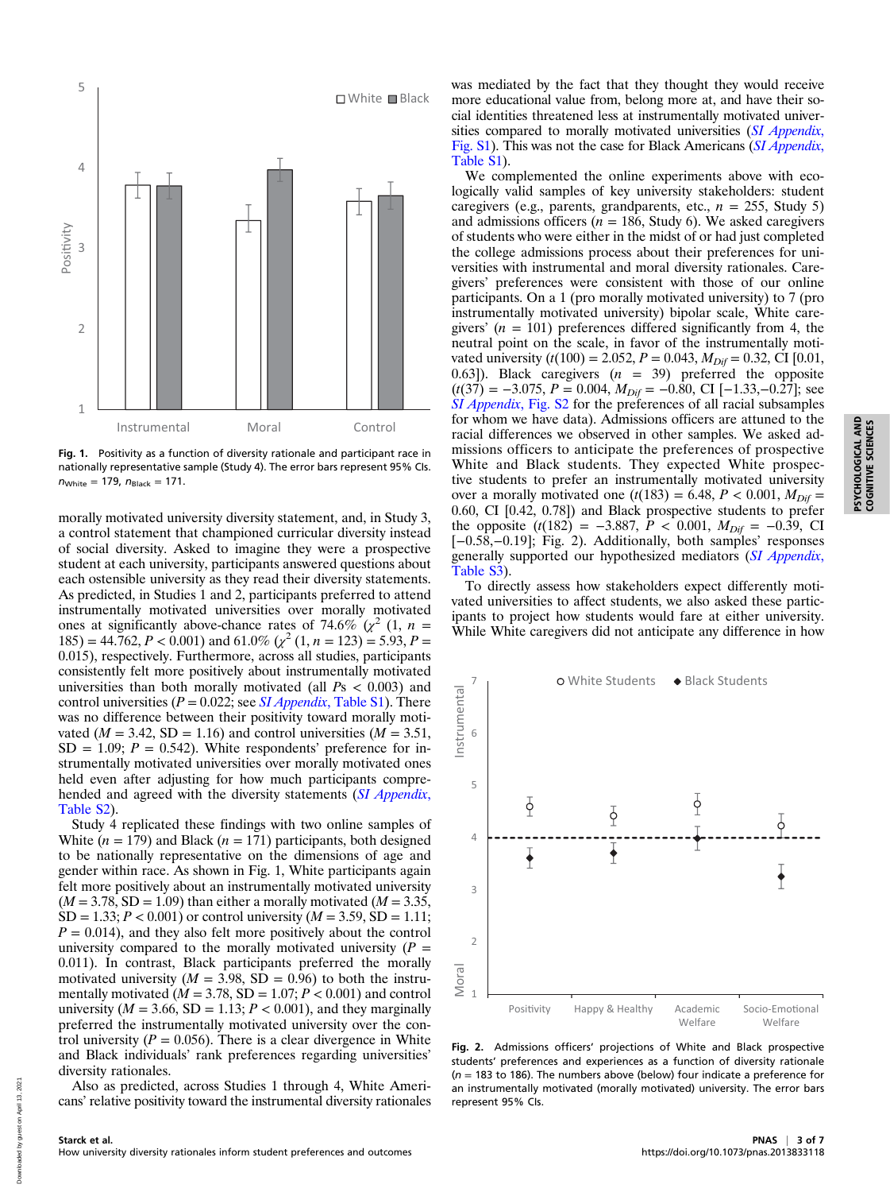Fig. 1. Positivity as a function of diversity rationale and participant race in nationally representative sample (Study 4). The error bars represent 95% CIs. $n_{White}$ = 179, $n_{Black}$ = 171.

morally motivated university diversity statement, and, in Study 3, a control statement that championed curricular diversity instead of social diversity. Asked to imagine they were a prospective student at each university, participants answered questions about each ostensible university as they read their diversity statements. As predicted, in Studies 1 and 2, participants preferred to attend instrumentally motivated universities over morally motivated ones at significantly above-chance rates of 74.6% ($\chi^2$ (1, $n$ = 185) = 44.762, $P$ < 0.001) and 61.0% ($\chi^2$ (1, $n$ = 123) = 5.93, $P$ = 0.015), respectively. Furthermore, across all studies, participants consistently felt more positively about instrumentally motivated universities than both morally motivated (all $P$s < 0.003) and control universities ($P$ = 0.022; see *SI Appendix*, Table S1). There was no difference between their positivity toward morally motivated ($M$ = 3.42, SD = 1.16) and control universities ($M$ = 3.51, SD = 1.09; $P$ = 0.542). White respondents' preference for instrumentally motivated universities over morally motivated ones held even after adjusting for how much participants comprehended and agreed with the diversity statements (*SI Appendix*, Table S2).

Study 4 replicated these findings with two online samples of White ($n$ = 179) and Black ($n$ = 171) participants, both designed to be nationally representative on the dimensions of age and gender within race. As shown in Fig. 1, White participants again felt more positively about an instrumentally motivated university ($M$ = 3.78, SD = 1.09) than either a morally motivated ($M$ = 3.35, SD = 1.33; $P$ < 0.001) or control university ($M$ = 3.59, SD = 1.11; $P$ = 0.014), and they also felt more positively about the control university compared to the morally motivated university ($P$ = 0.011). In contrast, Black participants preferred the morally motivated university ($M$ = 3.98, SD = 0.96) to both the instrumentally motivated ($M$ = 3.78, SD = 1.07; $P$ < 0.001) and control university ($M$ = 3.66, SD = 1.13; $P$ < 0.001), and they marginally preferred the instrumentally motivated university over the control university ($P$ = 0.056). There is a clear divergence in White and Black individuals' rank preferences regarding universities' diversity rationales.

Also as predicted, across Studies 1 through 4, White Americans' relative positivity toward the instrumental diversity rationales was mediated by the fact that they thought they would receive more educational value from, belong more at, and have their social identities threatened less at instrumentally motivated universities compared to morally motivated universities (*SI Appendix*, Fig. S1). This was not the case for Black Americans (*SI Appendix*, Table S1).

We complemented the online experiments above with ecologically valid samples of key university stakeholders: student caregivers (e.g., parents, grandparents, etc., $n$ = 255, Study 5) and admissions officers ($n$ = 186, Study 6). We asked caregivers of students who were either in the midst of or had just completed the college admissions process about their preferences for universities with instrumental and moral diversity rationales. Caregivers' preferences were consistent with those of our online participants. On a 1 (pro morally motivated university) to 7 (pro instrumentally motivated university) bipolar scale, White caregivers' ($n$ = 101) preferences differed significantly from 4, the neutral point on the scale, in favor of the instrumentally motivated university ($t(100)$ = 2.052, $P$ = 0.043, $M_{Dif}$ = 0.32, CI [0.01, 0.63]). Black caregivers ($n$ = 39) preferred the opposite ($t(37)$ = −3.075, $P$ = 0.004, $M_{Dif}$ = −0.80, CI [−1.33,−0.27]; see *SI Appendix*, Fig. S2 for the preferences of all racial subsamples for whom we have data). Admissions officers are attuned to the racial differences we observed in other samples. We asked admissions officers to anticipate the preferences of prospective White and Black students. They expected White prospective students to prefer an instrumentally motivated university over a morally motivated one ($t(183)$ = 6.48, $P$ < 0.001, $M_{Dif}$ = 0.60, CI [0.42, 0.78]) and Black prospective students to prefer the opposite ($t(182)$ = −3.887, $P$ < 0.001, $M_{Dif}$ = −0.39, CI [−0.58,−0.19]; Fig. 2). Additionally, both samples' responses generally supported our hypothesized mediators (*SI Appendix*, Table S3).

To directly assess how stakeholders expect differently motivated universities to affect students, we also asked these participants to project how students would fare at either university. While White caregivers did not anticipate any difference in how

Fig. 2. Admissions officers' projections of White and Black prospective students' preferences and experiences as a function of diversity rationale ($n$ = 183 to 186). The numbers above (below) four indicate a preference for an instrumentally motivated (morally motivated) university. The error bars represent 95% CIs.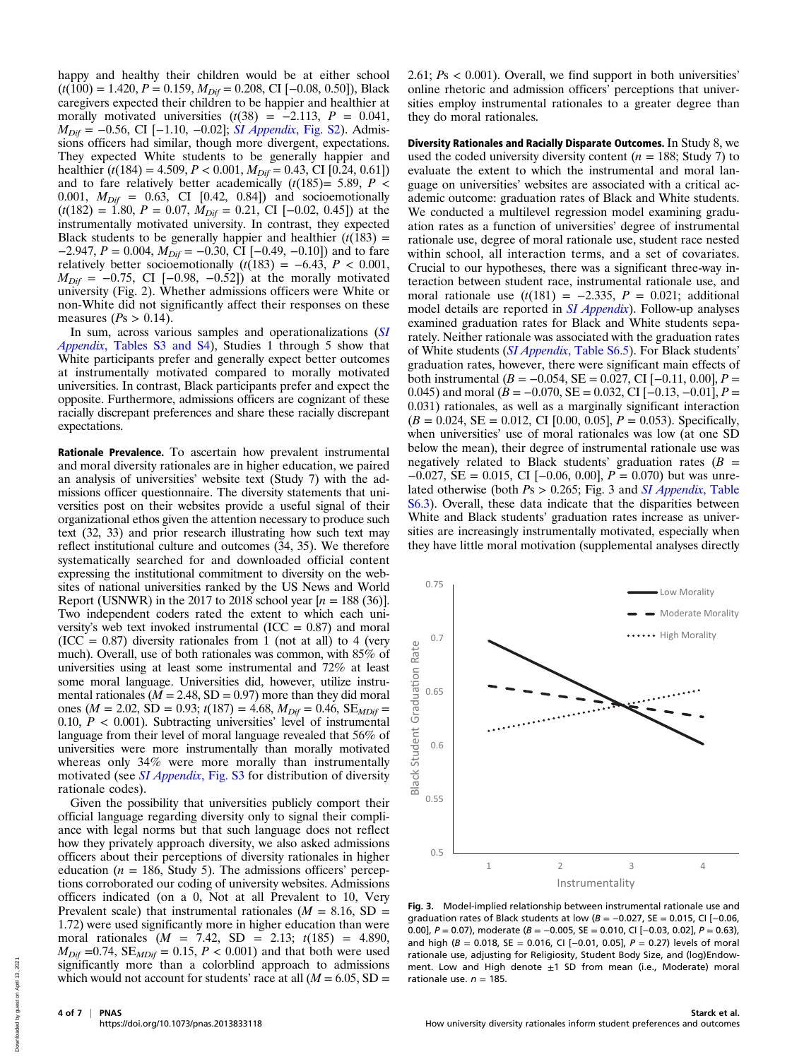happy and healthy their children would be at either school ($t(100) = 1.420$, $P = 0.159$, $M_{Dif} = 0.208$, CI [−0.08, 0.50]), Black caregivers expected their children to be happier and healthier at morally motivated universities ($t(38) = -2.113$, $P = 0.041$, $M_{Dif} = -0.56$, CI [−1.10, −0.02]; *SI Appendix*, Fig. S2). Admissions officers had similar, though more divergent, expectations. They expected White students to be generally happier and healthier ($t(184) = 4.509$, $P < 0.001$, $M_{Dif} = 0.43$, CI [0.24, 0.61]) and to fare relatively better academically ($t(185) = 5.89$, $P < 0.001$, $M_{Dif} = 0.63$, CI [0.42, 0.84]) and socioemotionally ($t(182) = 1.80$, $P = 0.07$, $M_{Dif} = 0.21$, CI [−0.02, 0.45]) at the instrumentally motivated university. In contrast, they expected Black students to be generally happier and healthier ($t(183) = -2.947$, $P = 0.004$, $M_{Dif} = -0.30$, CI [−0.49, −0.10]) and to fare relatively better socioemotionally ($t(183) = -6.43$, $P < 0.001$, $M_{Dif} = -0.75$, CI [−0.98, −0.52]) at the morally motivated university (Fig. 2). Whether admissions officers were White or non-White did not significantly affect their responses on these measures ($P$s > 0.14).

In sum, across various samples and operationalizations (*SI Appendix*, Tables S3 and S4), Studies 1 through 5 show that White participants prefer and generally expect better outcomes at instrumentally motivated compared to morally motivated universities. In contrast, Black participants prefer and expect the opposite. Furthermore, admissions officers are cognizant of these racially discrepant preferences and share these racially discrepant expectations.

**Rationale Prevalence.** To ascertain how prevalent instrumental and moral diversity rationales are in higher education, we paired an analysis of universities' website text (Study 7) with the admissions officer questionnaire. The diversity statements that universities post on their websites provide a useful signal of their organizational ethos given the attention necessary to produce such text (32, 33) and prior research illustrating how such text may reflect institutional culture and outcomes (34, 35). We therefore systematically searched for and downloaded official content expressing the institutional commitment to diversity on the websites of national universities ranked by the US News and World Report (USNWR) in the 2017 to 2018 school year [$n = 188$ (36)]. Two independent coders rated the extent to which each university's web text invoked instrumental (ICC = 0.87) and moral (ICC = 0.87) diversity rationales from 1 (not at all) to 4 (very much). Overall, use of both rationales was common, with 85% of universities using at least some instrumental and 72% at least some moral language. Universities did, however, utilize instrumental rationales ($M = 2.48$, SD = 0.97) more than they did moral ones ($M = 2.02$, SD = 0.93; $t(187) = 4.68$, $M_{Dif} = 0.46$, $SE_{MDif} = 0.10$, $P < 0.001$). Subtracting universities' level of instrumental language from their level of moral language revealed that 56% of universities were more instrumentally than morally motivated whereas only 34% were more morally than instrumentally motivated (see *SI Appendix*, Fig. S3 for distribution of diversity rationale codes).

Given the possibility that universities publicly comport their official language regarding diversity only to signal their compliance with legal norms but that such language does not reflect how they privately approach diversity, we also asked admissions officers about their perceptions of diversity rationales in higher education ($n = 186$, Study 5). The admissions officers' perceptions corroborated our coding of university websites. Admissions officers indicated (on a 0, Not at all Prevalent to 10, Very Prevalent scale) that instrumental rationales ($M = 8.16$, SD = 1.72) were used significantly more in higher education than were moral rationales ($M = 7.42$, SD = 2.13; $t(185) = 4.890$, $M_{Dif} = 0.74$, $SE_{MDif} = 0.15$, $P < 0.001$) and that both were used significantly more than a colorblind approach to admissions which would not account for students' race at all ($M = 6.05$, SD = 2.61; $P$s < 0.001). Overall, we find support in both universities' online rhetoric and admission officers' perceptions that universities employ instrumental rationales to a greater degree than they do moral rationales.

**Diversity Rationales and Racially Disparate Outcomes.** In Study 8, we used the coded university diversity content ($n = 188$; Study 7) to evaluate the extent to which the instrumental and moral language on universities' websites are associated with a critical academic outcome: graduation rates of Black and White students. We conducted a multilevel regression model examining graduation rates as a function of universities' degree of instrumental rationale use, degree of moral rationale use, student race nested within school, all interaction terms, and a set of covariates. Crucial to our hypotheses, there was a significant three-way interaction between student race, instrumental rationale use, and moral rationale use ($t(181) = -2.335$, $P = 0.021$; additional model details are reported in *SI Appendix*). Follow-up analyses examined graduation rates for Black and White students separately. Neither rationale was associated with the graduation rates of White students (*SI Appendix*, Table S6.5). For Black students' graduation rates, however, there were significant main effects of both instrumental ($B = -0.054$, SE = 0.027, CI [−0.11, 0.00], $P = 0.045$) and moral ($B = -0.070$, SE = 0.032, CI [−0.13, −0.01], $P = 0.031$) rationales, as well as a marginally significant interaction ($B = 0.024$, SE = 0.012, CI [0.00, 0.05], $P = 0.053$). Specifically, when universities' use of moral rationales was low (at one SD below the mean), their degree of instrumental rationale use was negatively related to Black students' graduation rates ($B = -0.027$, SE = 0.015, CI [−0.06, 0.00], $P = 0.070$) but was unrelated otherwise (both $P$s > 0.265; Fig. 3 and *SI Appendix*, Table S6.3). Overall, these data indicate that the disparities between White and Black students' graduation rates increase as universities are increasingly instrumentally motivated, especially when they have little moral motivation (supplemental analyses directly

Fig. 3. Model-implied relationship between instrumental rationale use and graduation rates of Black students at low ($B = -0.027$, SE = 0.015, CI [−0.06, 0.00], $P = 0.07$), moderate ($B = -0.005$, SE = 0.010, CI [−0.03, 0.02], $P = 0.63$), and high ($B = 0.018$, SE = 0.016, CI [−0.01, 0.05], $P = 0.27$) levels of moral rationale use, adjusting for Religiosity, Student Body Size, and (log)Endowment. Low and High denote ±1 SD from mean (i.e., Moderate) moral rationale use. $n = 185$.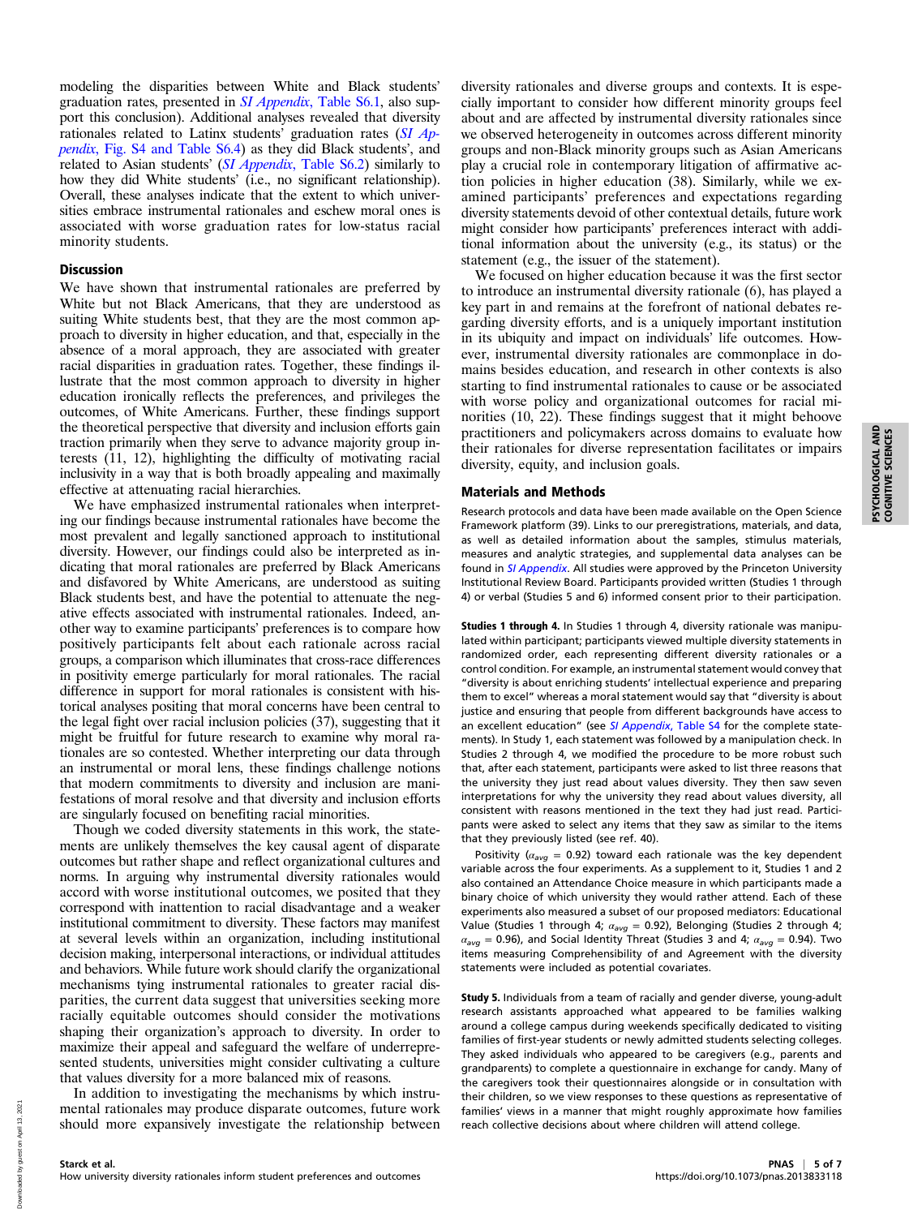modeling the disparities between White and Black students' graduation rates, presented in *SI Appendix*, Table S6.1, also support this conclusion). Additional analyses revealed that diversity rationales related to Latinx students' graduation rates (*SI Appendix*, Fig. S4 and Table S6.4) as they did Black students', and related to Asian students' (*SI Appendix*, Table S6.2) similarly to how they did White students' (i.e., no significant relationship). Overall, these analyses indicate that the extent to which universities embrace instrumental rationales and eschew moral ones is associated with worse graduation rates for low-status racial minority students.

## Discussion

We have shown that instrumental rationales are preferred by White but not Black Americans, that they are understood as suiting White students best, that they are the most common approach to diversity in higher education, and that, especially in the absence of a moral approach, they are associated with greater racial disparities in graduation rates. Together, these findings illustrate that the most common approach to diversity in higher education ironically reflects the preferences, and privileges the outcomes, of White Americans. Further, these findings support the theoretical perspective that diversity and inclusion efforts gain traction primarily when they serve to advance majority group interests (11, 12), highlighting the difficulty of motivating racial inclusivity in a way that is both broadly appealing and maximally effective at attenuating racial hierarchies.

We have emphasized instrumental rationales when interpreting our findings because instrumental rationales have become the most prevalent and legally sanctioned approach to institutional diversity. However, our findings could also be interpreted as indicating that moral rationales are preferred by Black Americans and disfavored by White Americans, are understood as suiting Black students best, and have the potential to attenuate the negative effects associated with instrumental rationales. Indeed, another way to examine participants' preferences is to compare how positively participants felt about each rationale across racial groups, a comparison which illuminates that cross-race differences in positivity emerge particularly for moral rationales. The racial difference in support for moral rationales is consistent with historical analyses positing that moral concerns have been central to the legal fight over racial inclusion policies (37), suggesting that it might be fruitful for future research to examine why moral rationales are so contested. Whether interpreting our data through an instrumental or moral lens, these findings challenge notions that modern commitments to diversity and inclusion are manifestations of moral resolve and that diversity and inclusion efforts are singularly focused on benefiting racial minorities.

Though we coded diversity statements in this work, the statements are unlikely themselves the key causal agent of disparate outcomes but rather shape and reflect organizational cultures and norms. In arguing why instrumental diversity rationales would accord with worse institutional outcomes, we posited that they correspond with inattention to racial disadvantage and a weaker institutional commitment to diversity. These factors may manifest at several levels within an organization, including institutional decision making, interpersonal interactions, or individual attitudes and behaviors. While future work should clarify the organizational mechanisms tying instrumental rationales to greater racial disparities, the current data suggest that universities seeking more racially equitable outcomes should consider the motivations shaping their organization's approach to diversity. In order to maximize their appeal and safeguard the welfare of underrepresented students, universities might consider cultivating a culture that values diversity for a more balanced mix of reasons.

In addition to investigating the mechanisms by which instrumental rationales may produce disparate outcomes, future work should more expansively investigate the relationship between diversity rationales and diverse groups and contexts. It is especially important to consider how different minority groups feel about and are affected by instrumental diversity rationales since we observed heterogeneity in outcomes across different minority groups and non-Black minority groups such as Asian Americans play a crucial role in contemporary litigation of affirmative action policies in higher education (38). Similarly, while we examined participants' preferences and expectations regarding diversity statements devoid of other contextual details, future work might consider how participants' preferences interact with additional information about the university (e.g., its status) or the statement (e.g., the issuer of the statement).

We focused on higher education because it was the first sector to introduce an instrumental diversity rationale (6), has played a key part in and remains at the forefront of national debates regarding diversity efforts, and is a uniquely important institution in its ubiquity and impact on individuals' life outcomes. However, instrumental diversity rationales are commonplace in domains besides education, and research in other contexts is also starting to find instrumental rationales to cause or be associated with worse policy and organizational outcomes for racial minorities (10, 22). These findings suggest that it might behoove practitioners and policymakers across domains to evaluate how their rationales for diverse representation facilitates or impairs diversity, equity, and inclusion goals.

## Materials and Methods

Research protocols and data have been made available on the Open Science Framework platform (39). Links to our preregistrations, materials, and data, as well as detailed information about the samples, stimulus materials, measures and analytic strategies, and supplemental data analyses can be found in *SI Appendix*. All studies were approved by the Princeton University Institutional Review Board. Participants provided written (Studies 1 through 4) or verbal (Studies 5 and 6) informed consent prior to their participation.

**Studies 1 through 4.** In Studies 1 through 4, diversity rationale was manipulated within participant; participants viewed multiple diversity statements in randomized order, each representing different diversity rationales or a control condition. For example, an instrumental statement would convey that "diversity is about enriching students' intellectual experience and preparing them to excel" whereas a moral statement would say that "diversity is about justice and ensuring that people from different backgrounds have access to an excellent education" (see *SI Appendix*, Table S4 for the complete statements). In Study 1, each statement was followed by a manipulation check. In Studies 2 through 4, we modified the procedure to be more robust such that, after each statement, participants were asked to list three reasons that the university they just read about values diversity. They then saw seven interpretations for why the university they read about values diversity, all consistent with reasons mentioned in the text they had just read. Participants were asked to select any items that they saw as similar to the items that they previously listed (see ref. 40).

Positivity ($\alpha_{avg}$ = 0.92) toward each rationale was the key dependent variable across the four experiments. As a supplement to it, Studies 1 and 2 also contained an Attendance Choice measure in which participants made a binary choice of which university they would rather attend. Each of these experiments also measured a subset of our proposed mediators: Educational Value (Studies 1 through 4; $\alpha_{avg}$ = 0.92), Belonging (Studies 2 through 4; $\alpha_{avg}$ = 0.96), and Social Identity Threat (Studies 3 and 4; $\alpha_{avg}$ = 0.94). Two items measuring Comprehensibility of and Agreement with the diversity statements were included as potential covariates.

**Study 5.** Individuals from a team of racially and gender diverse, young-adult research assistants approached what appeared to be families walking around a college campus during weekends specifically dedicated to visiting families of first-year students or newly admitted students selecting colleges. They asked individuals who appeared to be caregivers (e.g., parents and grandparents) to complete a questionnaire in exchange for candy. Many of the caregivers took their questionnaires alongside or in consultation with their children, so we view responses to these questions as representative of families' views in a manner that might roughly approximate how families reach collective decisions about where children will attend college.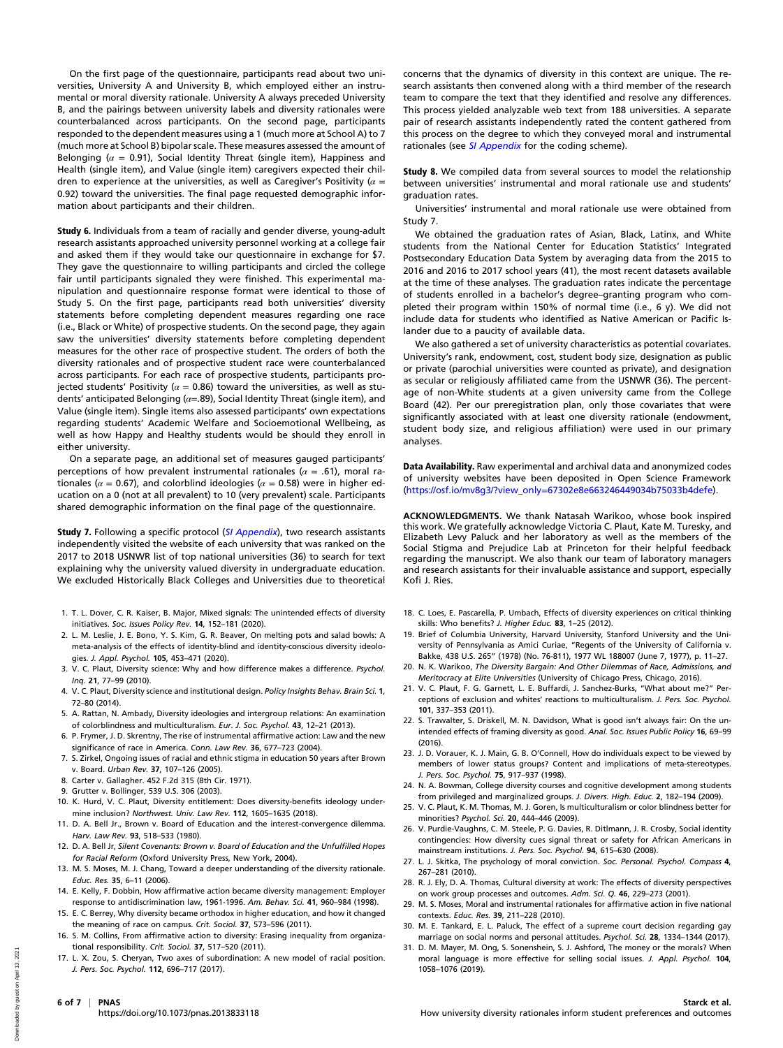On the first page of the questionnaire, participants read about two universities, University A and University B, which employed either an instrumental or moral diversity rationale. University A always preceded University B, and the pairings between university labels and diversity rationales were counterbalanced across participants. On the second page, participants responded to the dependent measures using a 1 (much more at School A) to 7 (much more at School B) bipolar scale. These measures assessed the amount of Belonging ($\alpha$ = 0.91), Social Identity Threat (single item), Happiness and Health (single item), and Value (single item) caregivers expected their children to experience at the universities, as well as Caregiver's Positivity ($\alpha$ = 0.92) toward the universities. The final page requested demographic information about participants and their children.

**Study 6.** Individuals from a team of racially and gender diverse, young-adult research assistants approached university personnel working at a college fair and asked them if they would take our questionnaire in exchange for $7. They gave the questionnaire to willing participants and circled the college fair until participants signaled they were finished. This experimental manipulation and questionnaire response format were identical to those of Study 5. On the first page, participants read both universities' diversity statements before completing dependent measures regarding one race (i.e., Black or White) of prospective students. On the second page, they again saw the universities' diversity statements before completing dependent measures for the other race of prospective student. The orders of both the diversity rationales and of prospective student race were counterbalanced across participants. For each race of prospective students, participants projected students' Positivity ($\alpha$ = 0.86) toward the universities, as well as students' anticipated Belonging ($\alpha$=.89), Social Identity Threat (single item), and Value (single item). Single items also assessed participants' own expectations regarding students' Academic Welfare and Socioemotional Wellbeing, as well as how Happy and Healthy students would be should they enroll in either university.

On a separate page, an additional set of measures gauged participants' perceptions of how prevalent instrumental rationales ($\alpha$ = .61), moral rationales ($\alpha$ = 0.67), and colorblind ideologies ($\alpha$ = 0.58) were in higher education on a 0 (not at all prevalent) to 10 (very prevalent) scale. Participants shared demographic information on the final page of the questionnaire.

**Study 7.** Following a specific protocol (*SI Appendix*), two research assistants independently visited the website of each university that was ranked on the 2017 to 2018 USNWR list of top national universities (36) to search for text explaining why the university valued diversity in undergraduate education. We excluded Historically Black Colleges and Universities due to theoretical concerns that the dynamics of diversity in this context are unique. The research assistants then convened along with a third member of the research team to compare the text that they identified and resolve any differences. This process yielded analyzable web text from 188 universities. A separate pair of research assistants independently rated the content gathered from this process on the degree to which they conveyed moral and instrumental rationales (see *SI Appendix* for the coding scheme).

**Study 8.** We compiled data from several sources to model the relationship between universities' instrumental and moral rationale use and students' graduation rates.

Universities' instrumental and moral rationale use were obtained from Study 7.

We obtained the graduation rates of Asian, Black, Latinx, and White students from the National Center for Education Statistics' Integrated Postsecondary Education Data System by averaging data from the 2015 to 2016 and 2016 to 2017 school years (41), the most recent datasets available at the time of these analyses. The graduation rates indicate the percentage of students enrolled in a bachelor's degree–granting program who completed their program within 150% of normal time (i.e., 6 y). We did not include data for students who identified as Native American or Pacific Islander due to a paucity of available data.

We also gathered a set of university characteristics as potential covariates. University's rank, endowment, cost, student body size, designation as public or private (parochial universities were counted as private), and designation as secular or religiously affiliated came from the USNWR (36). The percentage of non-White students at a given university came from the College Board (42). Per our preregistration plan, only those covariates that were significantly associated with at least one diversity rationale (endowment, student body size, and religious affiliation) were used in our primary analyses.

**Data Availability.** Raw experimental and archival data and anonymized codes of university websites have been deposited in Open Science Framework (https://osf.io/mv8g3/?view_only=67302e8e663246449034b75033b4defe).

**ACKNOWLEDGMENTS.** We thank Natasah Warikoo, whose book inspired this work. We gratefully acknowledge Victoria C. Plaut, Kate M. Turesky, and Elizabeth Levy Paluck and her laboratory as well as the members of the Social Stigma and Prejudice Lab at Princeton for their helpful feedback regarding the manuscript. We also thank our team of laboratory managers and research assistants for their invaluable assistance and support, especially Kofi J. Ries.

1. T. L. Dover, C. R. Kaiser, B. Major, Mixed signals: The unintended effects of diversity initiatives. *Soc. Issues Policy Rev.* **14**, 152–181 (2020).
2. L. M. Leslie, J. E. Bono, Y. S. Kim, G. R. Beaver, On melting pots and salad bowls: A meta-analysis of the effects of identity-blind and identity-conscious diversity ideologies. *J. Appl. Psychol.* **105**, 453–471 (2020).
3. V. C. Plaut, Diversity science: Why and how difference makes a difference. *Psychol. Inq.* **21**, 77–99 (2010).
4. V. C. Plaut, Diversity science and institutional design. *Policy Insights Behav. Brain Sci.* **1**, 72–80 (2014).
5. A. Rattan, N. Ambady, Diversity ideologies and intergroup relations: An examination of colorblindness and multiculturalism. *Eur. J. Soc. Psychol.* **43**, 12–21 (2013).
6. P. Frymer, J. D. Skrentny, The rise of instrumental affirmative action: Law and the new significance of race in America. *Conn. Law Rev.* **36**, 677–723 (2004).
7. S. Zirkel, Ongoing issues of racial and ethnic stigma in education 50 years after Brown v. Board. *Urban Rev.* **37**, 107–126 (2005).
8. Carter v. Gallagher. 452 F.2d 315 (8th Cir. 1971).
9. Grutter v. Bollinger, 539 U.S. 306 (2003).
10. K. Hurd, V. C. Plaut, Diversity entitlement: Does diversity-benefits ideology undermine inclusion? *Northwest. Univ. Law Rev.* **112**, 1605–1635 (2018).
11. D. A. Bell Jr, Brown v. Board of Education and the interest-convergence dilemma. *Harv. Law Rev.* **93**, 518–533 (1980).
12. D. A. Bell Jr, *Silent Covenants: Brown v. Board of Education and the Unfulfilled Hopes for Racial Reform* (Oxford University Press, New York, 2004).
13. M. S. Moses, M. J. Chang, Toward a deeper understanding of the diversity rationale. *Educ. Res.* **35**, 6–11 (2006).
14. E. Kelly, F. Dobbin, How affirmative action became diversity management: Employer response to antidiscrimination law, 1961-1996. *Am. Behav. Sci.* **41**, 960–984 (1998).
15. E. C. Berrey, Why diversity became orthodox in higher education, and how it changed the meaning of race on campus. *Crit. Sociol.* **37**, 573–596 (2011).
16. S. M. Collins, From affirmative action to diversity: Erasing inequality from organizational responsibility. *Crit. Sociol.* **37**, 517–520 (2011).
17. L. X. Zou, S. Cheryan, Two axes of subordination: A new model of racial position. *J. Pers. Soc. Psychol.* **112**, 696–717 (2017).
18. C. Loes, E. Pascarella, P. Umbach, Effects of diversity experiences on critical thinking skills: Who benefits? *J. Higher Educ.* **83**, 1–25 (2012).
19. Brief of Columbia University, Harvard University, Stanford University and the University of Pennsylvania as Amici Curiae, "Regents of the University of California v. Bakke, 438 U.S. 265" (1978) (No. 76-811), 1977 WL 188007 (June 7, 1977), p. 11–27.
20. N. K. Warikoo, *The Diversity Bargain: And Other Dilemmas of Race, Admissions, and Meritocracy at Elite Universities* (University of Chicago Press, Chicago, 2016).
21. V. C. Plaut, F. G. Garnett, L. E. Buffardi, J. Sanchez-Burks, "What about me?" Perceptions of exclusion and whites' reactions to multiculturalism. *J. Pers. Soc. Psychol.* **101**, 337–353 (2011).
22. S. Trawalter, S. Driskell, M. N. Davidson, What is good isn't always fair: On the unintended effects of framing diversity as good. *Anal. Soc. Issues Public Policy* **16**, 69–99 (2016).
23. J. D. Vorauer, K. J. Main, G. B. O'Connell, How do individuals expect to be viewed by members of lower status groups? Content and implications of meta-stereotypes. *J. Pers. Soc. Psychol.* **75**, 917–937 (1998).
24. N. A. Bowman, College diversity courses and cognitive development among students from privileged and marginalized groups. *J. Divers. High. Educ.* **2**, 182–194 (2009).
25. V. C. Plaut, K. M. Thomas, M. J. Goren, Is multiculturalism or color blindness better for minorities? *Psychol. Sci.* **20**, 444–446 (2009).
26. V. Purdie-Vaughns, C. M. Steele, P. G. Davies, R. Ditlmann, J. R. Crosby, Social identity contingencies: How diversity cues signal threat or safety for African Americans in mainstream institutions. *J. Pers. Soc. Psychol.* **94**, 615–630 (2008).
27. L. J. Skitka, The psychology of moral conviction. *Soc. Personal. Psychol. Compass* **4**, 267–281 (2010).
28. R. J. Ely, D. A. Thomas, Cultural diversity at work: The effects of diversity perspectives on work group processes and outcomes. *Adm. Sci. Q.* **46**, 229–273 (2001).
29. M. S. Moses, Moral and instrumental rationales for affirmative action in five national contexts. *Educ. Res.* **39**, 211–228 (2010).
30. M. E. Tankard, E. L. Paluck, The effect of a supreme court decision regarding gay marriage on social norms and personal attitudes. *Psychol. Sci.* **28**, 1334–1344 (2017).
31. D. M. Mayer, M. Ong, S. Sonenshein, S. J. Ashford, The money or the morals? When moral language is more effective for selling social issues. *J. Appl. Psychol.* **104**, 1058–1076 (2019).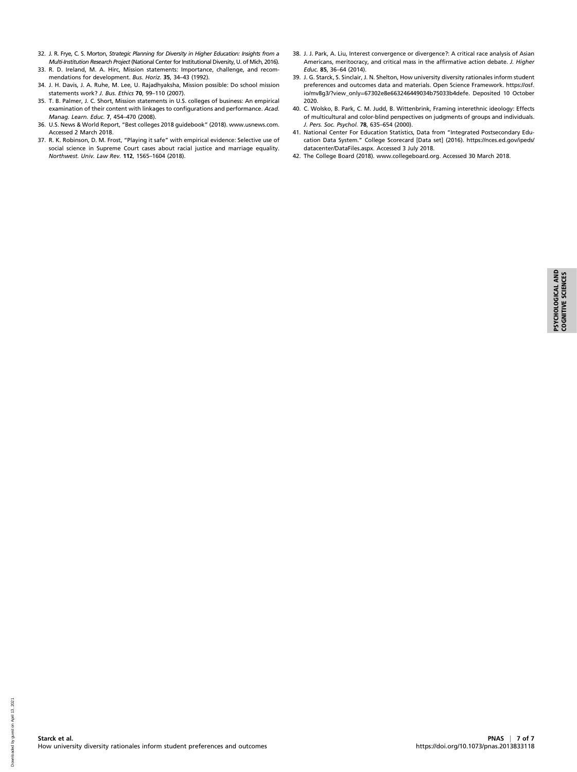32. J. R. Frye, C. S. Morton, *Strategic Planning for Diversity in Higher Education: Insights from a Multi-Institution Research Project* (National Center for Institutional Diversity, U. of Mich, 2016).
33. R. D. Ireland, M. A. Hirc, Mission statements: Importance, challenge, and recommendations for development. *Bus. Horiz.* **35**, 34–43 (1992).
34. J. H. Davis, J. A. Ruhe, M. Lee, U. Rajadhyaksha, Mission possible: Do school mission statements work? *J. Bus. Ethics* **70**, 99–110 (2007).
35. T. B. Palmer, J. C. Short, Mission statements in U.S. colleges of business: An empirical examination of their content with linkages to configurations and performance. *Acad. Manag. Learn. Educ.* **7**, 454–470 (2008).
36. U.S. News & World Report, "Best colleges 2018 guidebook" (2018). www.usnews.com. Accessed 2 March 2018.
37. R. K. Robinson, D. M. Frost, "Playing it safe" with empirical evidence: Selective use of social science in Supreme Court cases about racial justice and marriage equality. *Northwest. Univ. Law Rev.* **112**, 1565–1604 (2018).
38. J. J. Park, A. Liu, Interest convergence or divergence?: A critical race analysis of Asian Americans, meritocracy, and critical mass in the affirmative action debate. *J. Higher Educ.* **85**, 36–64 (2014).
39. J. G. Starck, S. Sinclair, J. N. Shelton, How university diversity rationales inform student preferences and outcomes data and materials. Open Science Framework. https://osf.io/mv8g3/?view_only=67302e8e663246449034b75033b4defe. Deposited 10 October 2020.
40. C. Wolsko, B. Park, C. M. Judd, B. Wittenbrink, Framing interethnic ideology: Effects of multicultural and color-blind perspectives on judgments of groups and individuals. *J. Pers. Soc. Psychol.* **78**, 635–654 (2000).
41. National Center For Education Statistics, Data from "Integrated Postsecondary Education Data System." College Scorecard [Data set] (2016). https://nces.ed.gov/ipeds/datacenter/DataFiles.aspx. Accessed 3 July 2018.
42. The College Board (2018). www.collegeboard.org. Accessed 30 March 2018.